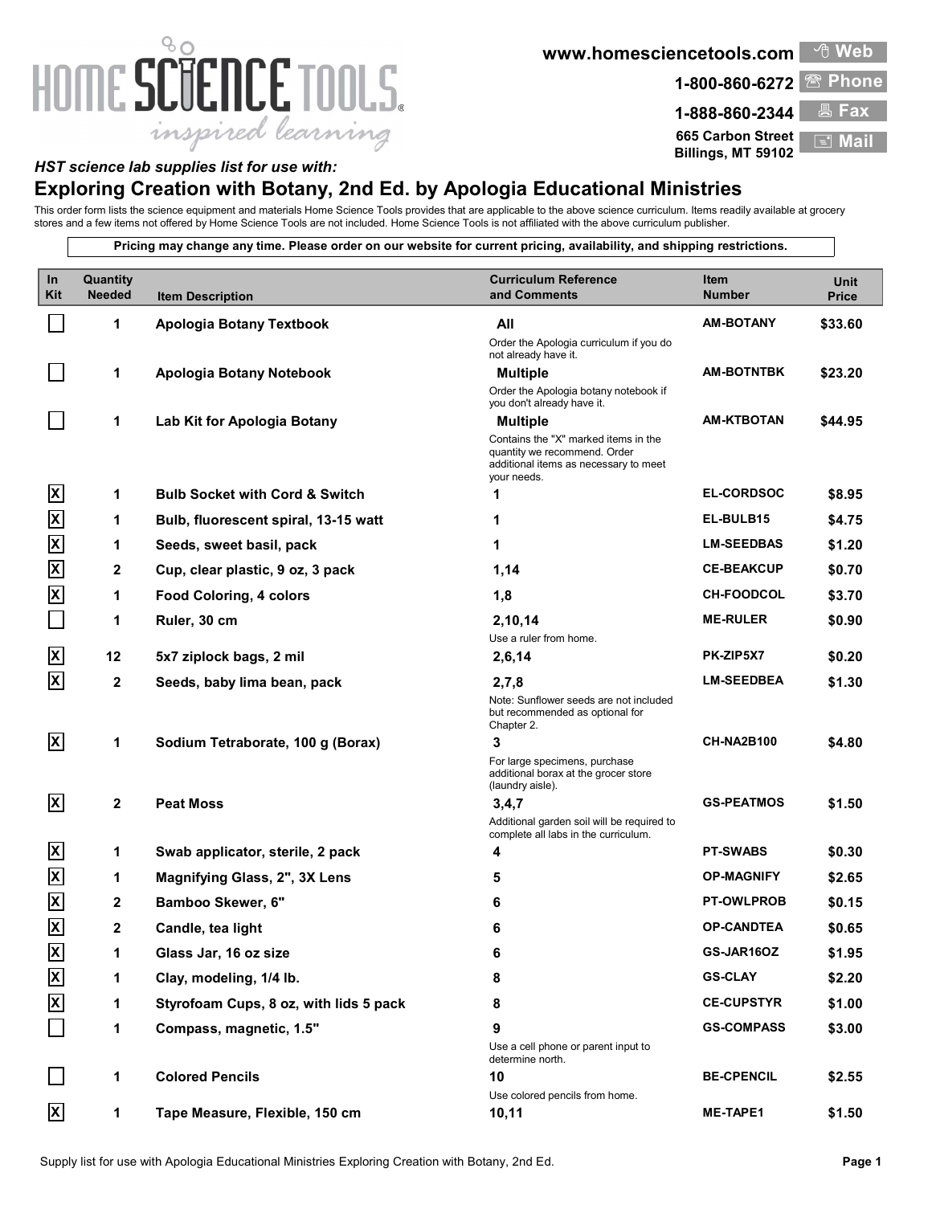# HOME SCIENCE TOOLS

*inspired learning*

www.homesciencetools.com — Web
1-800-860-6272 — Phone
1-888-860-2344 — Fax
665 Carbon Street, Billings, MT 59102 — Mail

*HST science lab supplies list for use with:*

## Exploring Creation with Botany, 2nd Ed. by Apologia Educational Ministries

This order form lists the science equipment and materials Home Science Tools provides that are applicable to the above science curriculum. Items readily available at grocery stores and a few items not offered by Home Science Tools are not included. Home Science Tools is not affiliated with the above curriculum publisher.

**Pricing may change any time. Please order on our website for current pricing, availability, and shipping restrictions.**

| In Kit | Quantity Needed | Item Description | Curriculum Reference and Comments | Item Number | Unit Price |
|---|---|---|---|---|---|
| | 1 | **Apologia Botany Textbook** | **All** Order the Apologia curriculum if you do not already have it. | AM-BOTANY | $33.60 |
| | 1 | **Apologia Botany Notebook** | **Multiple** Order the Apologia botany notebook if you don't already have it. | AM-BOTNTBK | $23.20 |
| | 1 | **Lab Kit for Apologia Botany** | **Multiple** Contains the "X" marked items in the quantity we recommend. Order additional items as necessary to meet your needs. | AM-KTBOTAN | $44.95 |
| X | 1 | **Bulb Socket with Cord & Switch** | 1 | EL-CORDSOC | $8.95 |
| X | 1 | **Bulb, fluorescent spiral, 13-15 watt** | 1 | EL-BULB15 | $4.75 |
| X | 1 | **Seeds, sweet basil, pack** | 1 | LM-SEEDBAS | $1.20 |
| X | 2 | **Cup, clear plastic, 9 oz, 3 pack** | 1,14 | CE-BEAKCUP | $0.70 |
| X | 1 | **Food Coloring, 4 colors** | 1,8 | CH-FOODCOL | $3.70 |
| | 1 | **Ruler, 30 cm** | 2,10,14 Use a ruler from home. | ME-RULER | $0.90 |
| X | 12 | **5x7 ziplock bags, 2 mil** | 2,6,14 | PK-ZIP5X7 | $0.20 |
| X | 2 | **Seeds, baby lima bean, pack** | 2,7,8 Note: Sunflower seeds are not included but recommended as optional for Chapter 2. | LM-SEEDBEA | $1.30 |
| X | 1 | **Sodium Tetraborate, 100 g (Borax)** | 3 For large specimens, purchase additional borax at the grocer store (laundry aisle). | CH-NA2B100 | $4.80 |
| X | 2 | **Peat Moss** | 3,4,7 Additional garden soil will be required to complete all labs in the curriculum. | GS-PEATMOS | $1.50 |
| X | 1 | **Swab applicator, sterile, 2 pack** | 4 | PT-SWABS | $0.30 |
| X | 1 | **Magnifying Glass, 2", 3X Lens** | 5 | OP-MAGNIFY | $2.65 |
| X | 2 | **Bamboo Skewer, 6"** | 6 | PT-OWLPROB | $0.15 |
| X | 2 | **Candle, tea light** | 6 | OP-CANDTEA | $0.65 |
| X | 1 | **Glass Jar, 16 oz size** | 6 | GS-JAR16OZ | $1.95 |
| X | 1 | **Clay, modeling, 1/4 lb.** | 8 | GS-CLAY | $2.20 |
| X | 1 | **Styrofoam Cups, 8 oz, with lids 5 pack** | 8 | CE-CUPSTYR | $1.00 |
| | 1 | **Compass, magnetic, 1.5"** | 9 Use a cell phone or parent input to determine north. | GS-COMPASS | $3.00 |
| | 1 | **Colored Pencils** | 10 Use colored pencils from home. | BE-CPENCIL | $2.55 |
| X | 1 | **Tape Measure, Flexible, 150 cm** | 10,11 | ME-TAPE1 | $1.50 |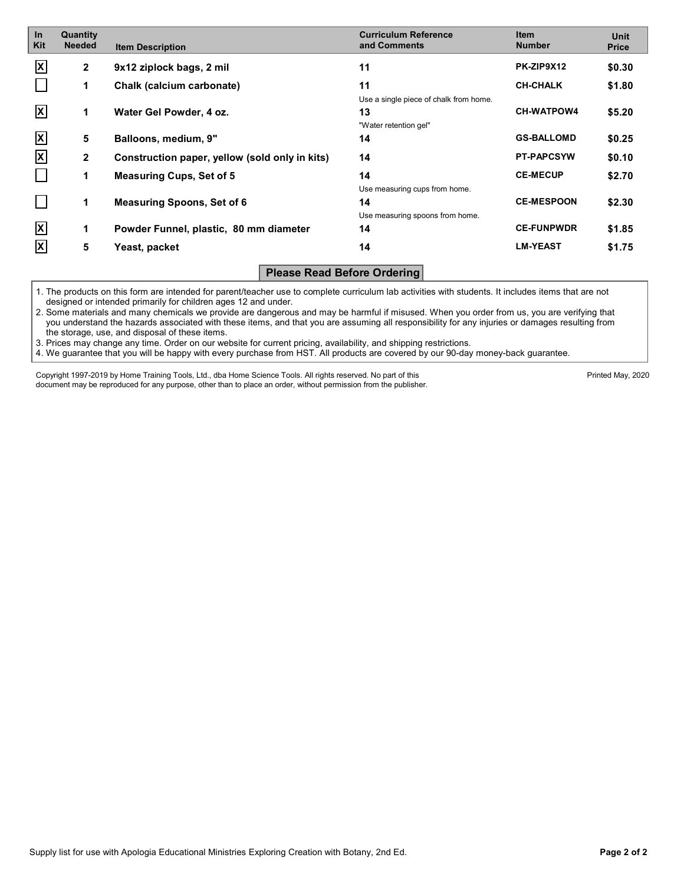| In Kit | Quantity Needed | Item Description | Curriculum Reference and Comments | Item Number | Unit Price |
|---|---|---|---|---|---|
| X | 2 | **9x12 ziplock bags, 2 mil** | 11 | PK-ZIP9X12 | $0.30 |
| | 1 | **Chalk (calcium carbonate)** | 11<br>Use a single piece of chalk from home. | CH-CHALK | $1.80 |
| X | 1 | **Water Gel Powder, 4 oz.** | 13<br>"Water retention gel" | CH-WATPOW4 | $5.20 |
| X | 5 | **Balloons, medium, 9"** | 14 | GS-BALLOMD | $0.25 |
| X | 2 | **Construction paper, yellow (sold only in kits)** | 14 | PT-PAPCSYW | $0.10 |
| | 1 | **Measuring Cups, Set of 5** | 14<br>Use measuring cups from home. | CE-MECUP | $2.70 |
| | 1 | **Measuring Spoons, Set of 6** | 14<br>Use measuring spoons from home. | CE-MESPOON | $2.30 |
| X | 1 | **Powder Funnel, plastic, 80 mm diameter** | 14 | CE-FUNPWDR | $1.85 |
| X | 5 | **Yeast, packet** | 14 | LM-YEAST | $1.75 |

## Please Read Before Ordering

1. The products on this form are intended for parent/teacher use to complete curriculum lab activities with students. It includes items that are not designed or intended primarily for children ages 12 and under.
2. Some materials and many chemicals we provide are dangerous and may be harmful if misused. When you order from us, you are verifying that you understand the hazards associated with these items, and that you are assuming all responsibility for any injuries or damages resulting from the storage, use, and disposal of these items.
3. Prices may change any time. Order on our website for current pricing, availability, and shipping restrictions.
4. We guarantee that you will be happy with every purchase from HST. All products are covered by our 90-day money-back guarantee.

Copyright 1997-2019 by Home Training Tools, Ltd., dba Home Science Tools. All rights reserved. No part of this document may be reproduced for any purpose, other than to place an order, without permission from the publisher.

Printed May, 2020

Supply list for use with Apologia Educational Ministries Exploring Creation with Botany, 2nd Ed.